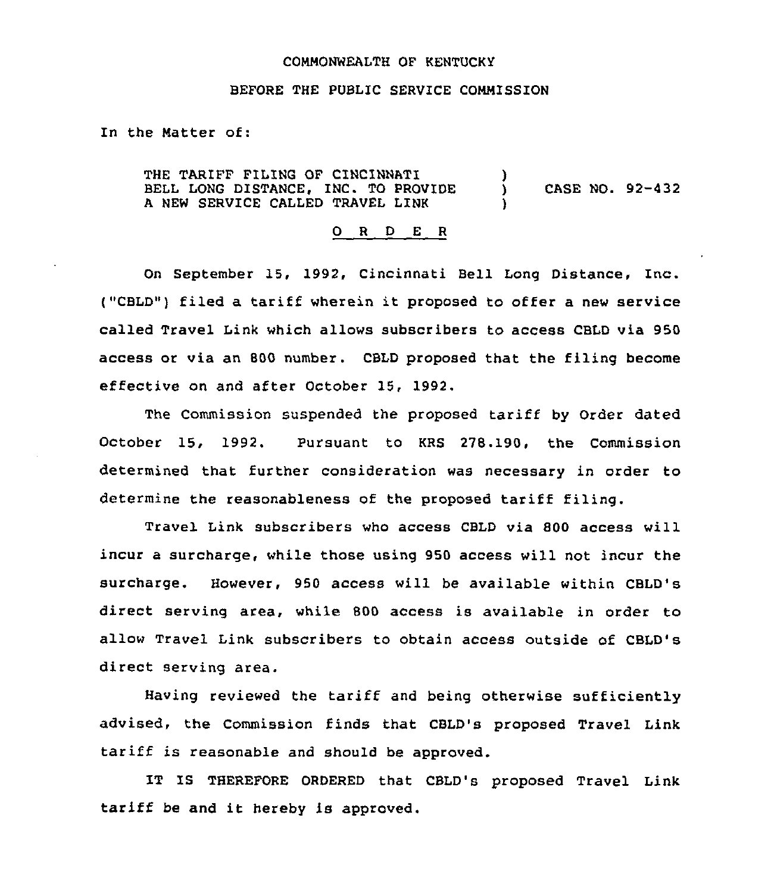COMMONWEALTH OF KENTUCKY

BEFORE THE PUBLIC SERVICE COMMISSION

In the Matter of:

| | | |
|---|---|---|
| THE TARIFF FILING OF CINCINNATI BELL LONG DISTANCE, INC. TO PROVIDE A NEW SERVICE CALLED TRAVEL LINK | ) ) ) | CASE NO. 92-432 |

## O R D E R

On September 15, 1992, Cincinnati Bell Long Distance, Inc. ("CBLD") filed a tariff wherein it proposed to offer a new service called Travel Link which allows subscribers to access CBLD via 950 access or via an 800 number. CBLD proposed that the filing become effective on and after October 15, 1992.

The Commission suspended the proposed tariff by Order dated October 15, 1992. Pursuant to KRS 278.190, the Commission determined that further consideration was necessary in order to determine the reasonableness of the proposed tariff filing.

Travel Link subscribers who access CBLD via 800 access will incur a surcharge, while those using 950 access will not incur the surcharge. However, 950 access will be available within CBLD's direct serving area, while 800 access is available in order to allow Travel Link subscribers to obtain access outside of CBLD's direct serving area.

Having reviewed the tariff and being otherwise sufficiently advised, the Commission finds that CBLD's proposed Travel Link tariff is reasonable and should be approved.

IT IS THEREFORE ORDERED that CBLD's proposed Travel Link tariff be and it hereby is approved.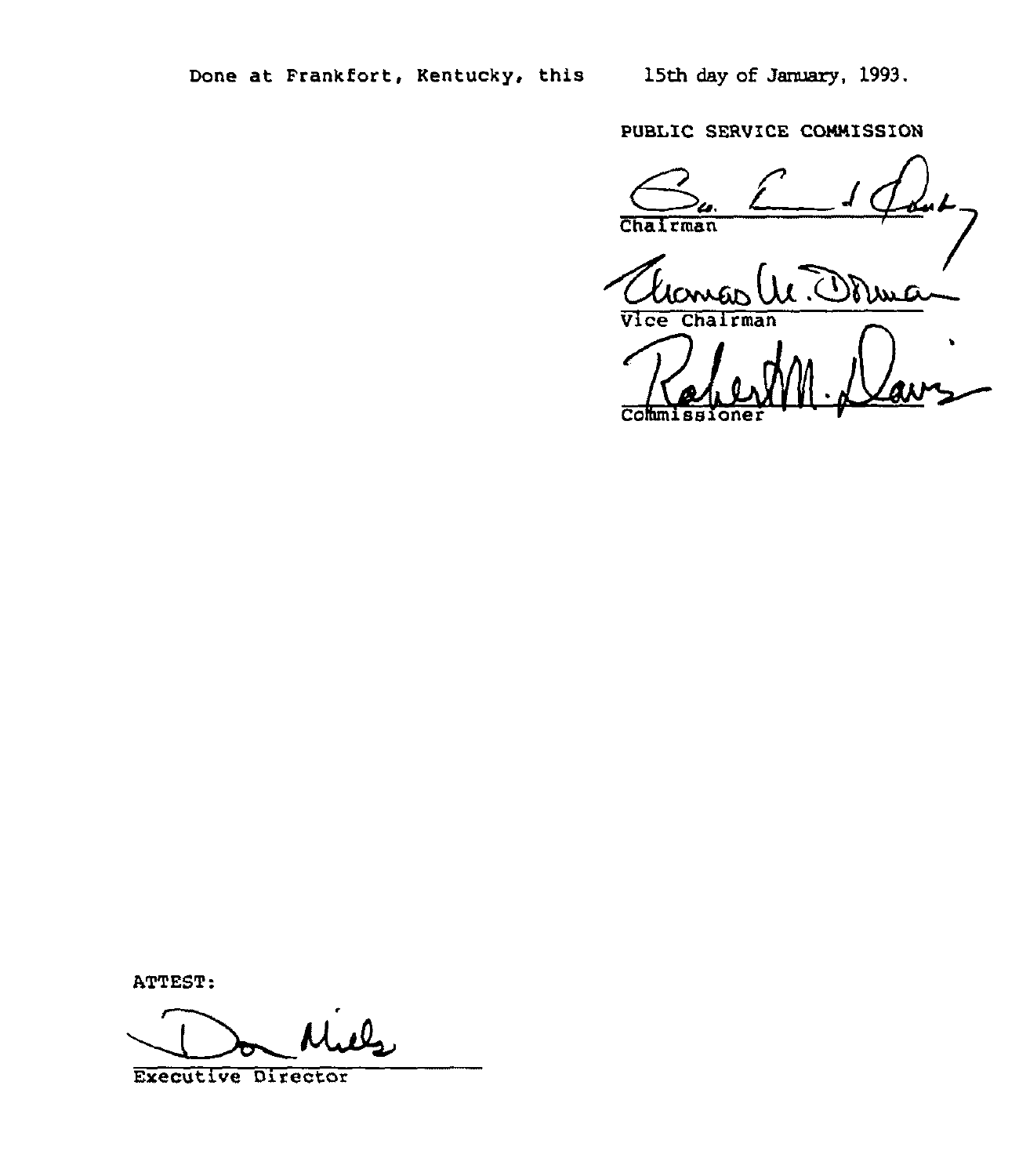Done at Frankfort, Kentucky, this 15th day of January, 1993.

PUBLIC SERVICE COMMISSION

Chairman

Vice Chairman

Commissioner

ATTEST:

Executive Director